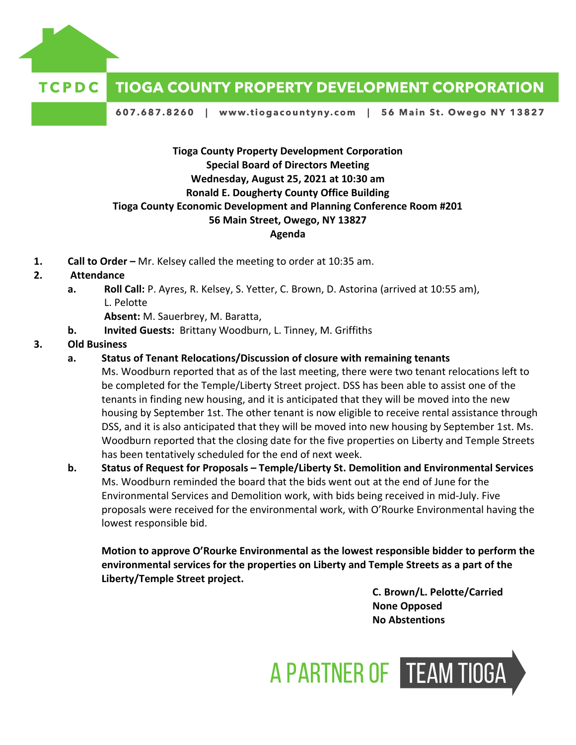# TIOGA COUNTY PROPERTY DEVELOPMENT CORPORATION

TCPDC

607.687.8260 | www.tiogacountyny.com | 56 Main St. Owego NY 13827

**Tioga County Property Development Corporation**
**Special Board of Directors Meeting**
**Wednesday, August 25, 2021 at 10:30 am**
**Ronald E. Dougherty County Office Building**
**Tioga County Economic Development and Planning Conference Room #201**
**56 Main Street, Owego, NY 13827**
**Agenda**

1. **Call to Order –** Mr. Kelsey called the meeting to order at 10:35 am.
2. **Attendance**
   a. **Roll Call:** P. Ayres, R. Kelsey, S. Yetter, C. Brown, D. Astorina (arrived at 10:55 am), L. Pelotte
      **Absent:** M. Sauerbrey, M. Baratta,
   b. **Invited Guests:** Brittany Woodburn, L. Tinney, M. Griffiths
3. **Old Business**
   a. **Status of Tenant Relocations/Discussion of closure with remaining tenants**
      Ms. Woodburn reported that as of the last meeting, there were two tenant relocations left to be completed for the Temple/Liberty Street project. DSS has been able to assist one of the tenants in finding new housing, and it is anticipated that they will be moved into the new housing by September 1st. The other tenant is now eligible to receive rental assistance through DSS, and it is also anticipated that they will be moved into new housing by September 1st. Ms. Woodburn reported that the closing date for the five properties on Liberty and Temple Streets has been tentatively scheduled for the end of next week.
   b. **Status of Request for Proposals – Temple/Liberty St. Demolition and Environmental Services**
      Ms. Woodburn reminded the board that the bids went out at the end of June for the Environmental Services and Demolition work, with bids being received in mid-July. Five proposals were received for the environmental work, with O'Rourke Environmental having the lowest responsible bid.

      **Motion to approve O'Rourke Environmental as the lowest responsible bidder to perform the environmental services for the properties on Liberty and Temple Streets as a part of the Liberty/Temple Street project.**

      **C. Brown/L. Pelotte/Carried**
      **None Opposed**
      **No Abstentions**

A PARTNER OF TEAM TIOGA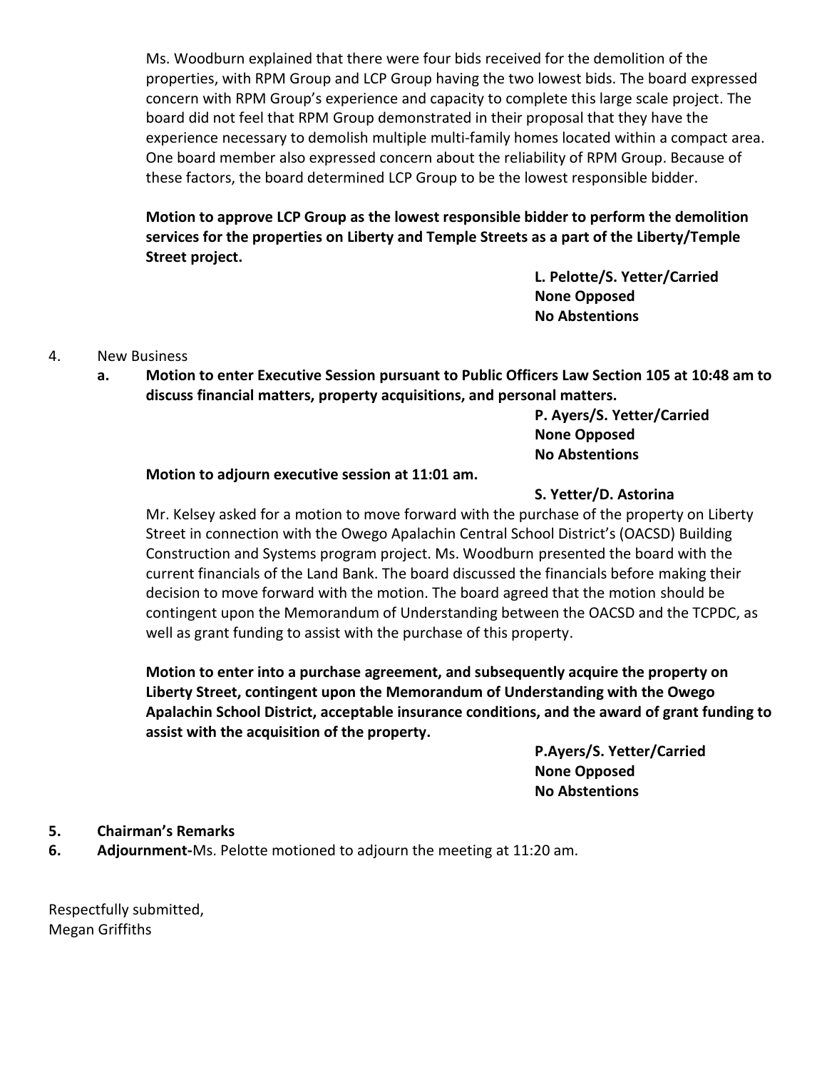Ms. Woodburn explained that there were four bids received for the demolition of the properties, with RPM Group and LCP Group having the two lowest bids. The board expressed concern with RPM Group's experience and capacity to complete this large scale project. The board did not feel that RPM Group demonstrated in their proposal that they have the experience necessary to demolish multiple multi-family homes located within a compact area. One board member also expressed concern about the reliability of RPM Group. Because of these factors, the board determined LCP Group to be the lowest responsible bidder.

**Motion to approve LCP Group as the lowest responsible bidder to perform the demolition services for the properties on Liberty and Temple Streets as a part of the Liberty/Temple Street project.**

**L. Pelotte/S. Yetter/Carried**
**None Opposed**
**No Abstentions**

4. New Business

**a. Motion to enter Executive Session pursuant to Public Officers Law Section 105 at 10:48 am to discuss financial matters, property acquisitions, and personal matters.**

**P. Ayers/S. Yetter/Carried**
**None Opposed**
**No Abstentions**

**Motion to adjourn executive session at 11:01 am.**

**S. Yetter/D. Astorina**

Mr. Kelsey asked for a motion to move forward with the purchase of the property on Liberty Street in connection with the Owego Apalachin Central School District's (OACSD) Building Construction and Systems program project. Ms. Woodburn presented the board with the current financials of the Land Bank. The board discussed the financials before making their decision to move forward with the motion. The board agreed that the motion should be contingent upon the Memorandum of Understanding between the OACSD and the TCPDC, as well as grant funding to assist with the purchase of this property.

**Motion to enter into a purchase agreement, and subsequently acquire the property on Liberty Street, contingent upon the Memorandum of Understanding with the Owego Apalachin School District, acceptable insurance conditions, and the award of grant funding to assist with the acquisition of the property.**

**P.Ayers/S. Yetter/Carried**
**None Opposed**
**No Abstentions**

**5. Chairman's Remarks**

**6. Adjournment-** Ms. Pelotte motioned to adjourn the meeting at 11:20 am.

Respectfully submitted,
Megan Griffiths